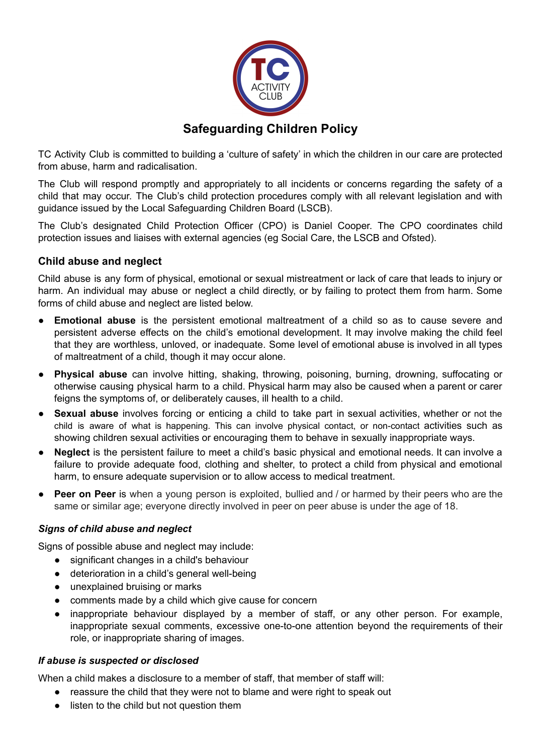# Safeguarding Children Policy

TC Activity Club is committed to building a 'culture of safety' in which the children in our care are protected from abuse, harm and radicalisation.

The Club will respond promptly and appropriately to all incidents or concerns regarding the safety of a child that may occur. The Club's child protection procedures comply with all relevant legislation and with guidance issued by the Local Safeguarding Children Board (LSCB).

The Club's designated Child Protection Officer (CPO) is Daniel Cooper. The CPO coordinates child protection issues and liaises with external agencies (eg Social Care, the LSCB and Ofsted).

## Child abuse and neglect

Child abuse is any form of physical, emotional or sexual mistreatment or lack of care that leads to injury or harm. An individual may abuse or neglect a child directly, or by failing to protect them from harm. Some forms of child abuse and neglect are listed below.

- **Emotional abuse** is the persistent emotional maltreatment of a child so as to cause severe and persistent adverse effects on the child's emotional development. It may involve making the child feel that they are worthless, unloved, or inadequate. Some level of emotional abuse is involved in all types of maltreatment of a child, though it may occur alone.
- **Physical abuse** can involve hitting, shaking, throwing, poisoning, burning, drowning, suffocating or otherwise causing physical harm to a child. Physical harm may also be caused when a parent or carer feigns the symptoms of, or deliberately causes, ill health to a child.
- **Sexual abuse** involves forcing or enticing a child to take part in sexual activities, whether or not the child is aware of what is happening. This can involve physical contact, or non-contact activities such as showing children sexual activities or encouraging them to behave in sexually inappropriate ways.
- **Neglect** is the persistent failure to meet a child's basic physical and emotional needs. It can involve a failure to provide adequate food, clothing and shelter, to protect a child from physical and emotional harm, to ensure adequate supervision or to allow access to medical treatment.
- **Peer on Peer** is when a young person is exploited, bullied and / or harmed by their peers who are the same or similar age; everyone directly involved in peer on peer abuse is under the age of 18.

### *Signs of child abuse and neglect*

Signs of possible abuse and neglect may include:

- significant changes in a child's behaviour
- deterioration in a child's general well-being
- unexplained bruising or marks
- comments made by a child which give cause for concern
- inappropriate behaviour displayed by a member of staff, or any other person. For example, inappropriate sexual comments, excessive one-to-one attention beyond the requirements of their role, or inappropriate sharing of images.

### *If abuse is suspected or disclosed*

When a child makes a disclosure to a member of staff, that member of staff will:

- reassure the child that they were not to blame and were right to speak out
- listen to the child but not question them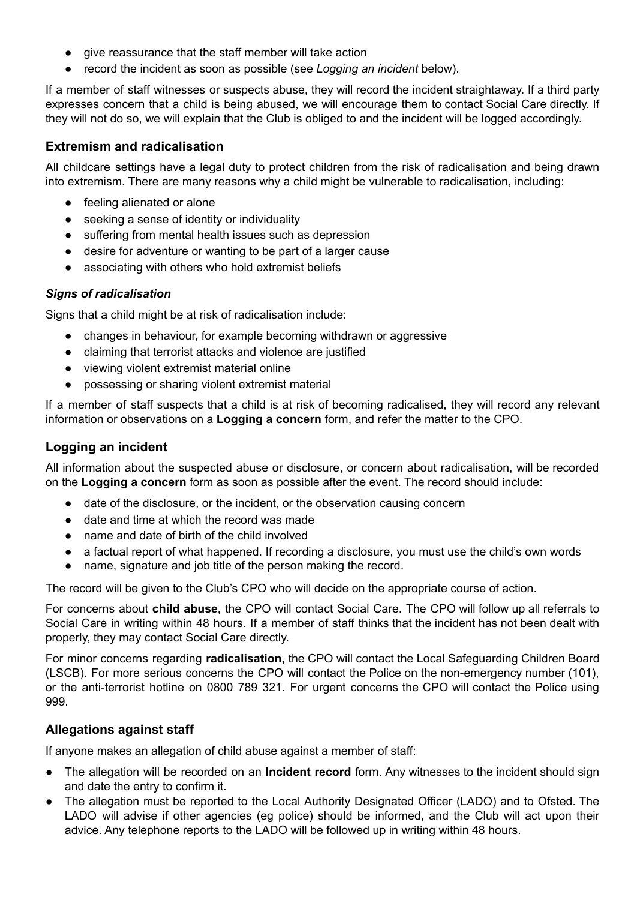- give reassurance that the staff member will take action
- record the incident as soon as possible (see *Logging an incident* below).

If a member of staff witnesses or suspects abuse, they will record the incident straightaway. If a third party expresses concern that a child is being abused, we will encourage them to contact Social Care directly. If they will not do so, we will explain that the Club is obliged to and the incident will be logged accordingly.

## Extremism and radicalisation

All childcare settings have a legal duty to protect children from the risk of radicalisation and being drawn into extremism. There are many reasons why a child might be vulnerable to radicalisation, including:

- feeling alienated or alone
- seeking a sense of identity or individuality
- suffering from mental health issues such as depression
- desire for adventure or wanting to be part of a larger cause
- associating with others who hold extremist beliefs

### *Signs of radicalisation*

Signs that a child might be at risk of radicalisation include:

- changes in behaviour, for example becoming withdrawn or aggressive
- claiming that terrorist attacks and violence are justified
- viewing violent extremist material online
- possessing or sharing violent extremist material

If a member of staff suspects that a child is at risk of becoming radicalised, they will record any relevant information or observations on a **Logging a concern** form, and refer the matter to the CPO.

## Logging an incident

All information about the suspected abuse or disclosure, or concern about radicalisation, will be recorded on the **Logging a concern** form as soon as possible after the event. The record should include:

- date of the disclosure, or the incident, or the observation causing concern
- date and time at which the record was made
- name and date of birth of the child involved
- a factual report of what happened. If recording a disclosure, you must use the child's own words
- name, signature and job title of the person making the record.

The record will be given to the Club's CPO who will decide on the appropriate course of action.

For concerns about **child abuse,** the CPO will contact Social Care. The CPO will follow up all referrals to Social Care in writing within 48 hours. If a member of staff thinks that the incident has not been dealt with properly, they may contact Social Care directly.

For minor concerns regarding **radicalisation,** the CPO will contact the Local Safeguarding Children Board (LSCB). For more serious concerns the CPO will contact the Police on the non-emergency number (101), or the anti-terrorist hotline on 0800 789 321. For urgent concerns the CPO will contact the Police using 999.

## Allegations against staff

If anyone makes an allegation of child abuse against a member of staff:

- The allegation will be recorded on an **Incident record** form. Any witnesses to the incident should sign and date the entry to confirm it.
- The allegation must be reported to the Local Authority Designated Officer (LADO) and to Ofsted. The LADO will advise if other agencies (eg police) should be informed, and the Club will act upon their advice. Any telephone reports to the LADO will be followed up in writing within 48 hours.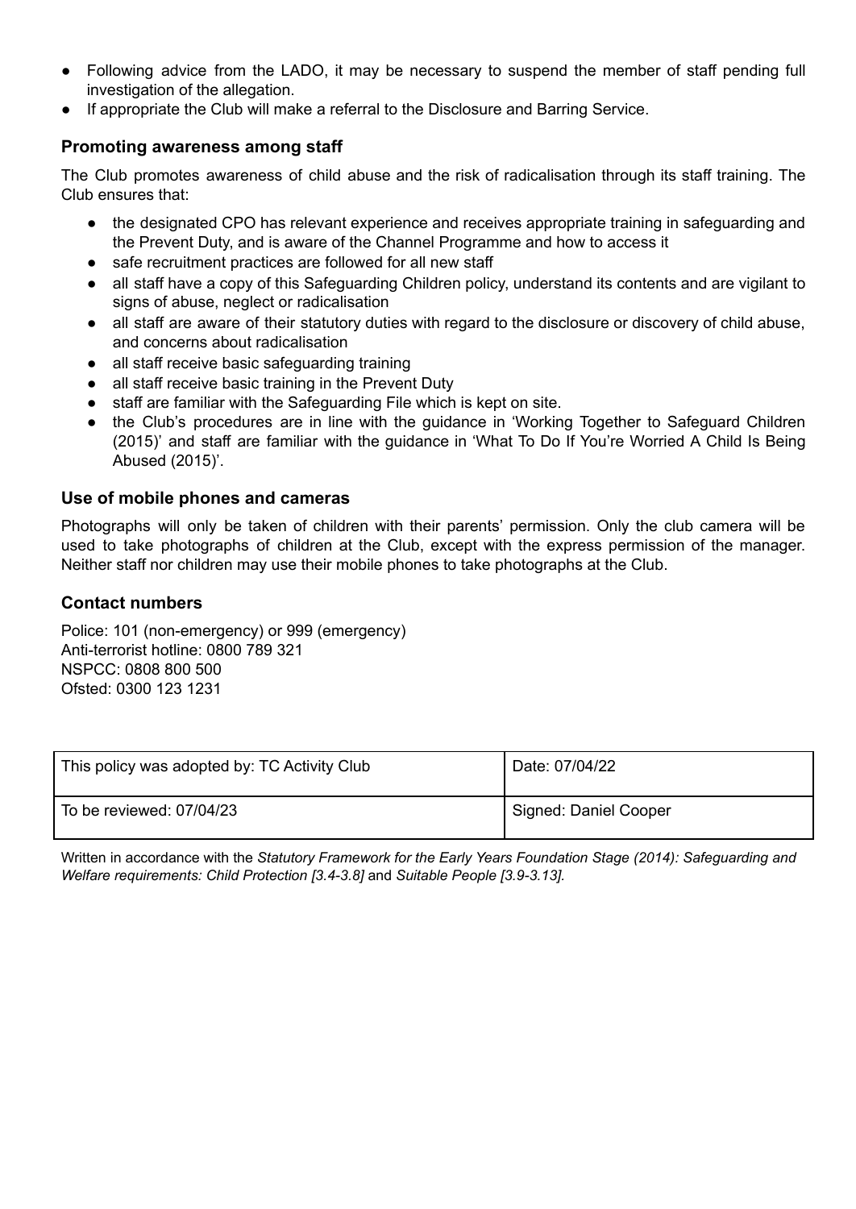- Following advice from the LADO, it may be necessary to suspend the member of staff pending full investigation of the allegation.
- If appropriate the Club will make a referral to the Disclosure and Barring Service.

### Promoting awareness among staff

The Club promotes awareness of child abuse and the risk of radicalisation through its staff training. The Club ensures that:

- the designated CPO has relevant experience and receives appropriate training in safeguarding and the Prevent Duty, and is aware of the Channel Programme and how to access it
- safe recruitment practices are followed for all new staff
- all staff have a copy of this Safeguarding Children policy, understand its contents and are vigilant to signs of abuse, neglect or radicalisation
- all staff are aware of their statutory duties with regard to the disclosure or discovery of child abuse, and concerns about radicalisation
- all staff receive basic safeguarding training
- all staff receive basic training in the Prevent Duty
- staff are familiar with the Safeguarding File which is kept on site.
- the Club's procedures are in line with the guidance in 'Working Together to Safeguard Children (2015)' and staff are familiar with the guidance in 'What To Do If You're Worried A Child Is Being Abused (2015)'.

### Use of mobile phones and cameras

Photographs will only be taken of children with their parents' permission. Only the club camera will be used to take photographs of children at the Club, except with the express permission of the manager. Neither staff nor children may use their mobile phones to take photographs at the Club.

### Contact numbers

Police: 101 (non-emergency) or 999 (emergency)
Anti-terrorist hotline: 0800 789 321
NSPCC: 0808 800 500
Ofsted: 0300 123 1231

| | |
|---|---|
| This policy was adopted by: TC Activity Club | Date: 07/04/22 |
| To be reviewed: 07/04/23 | Signed: Daniel Cooper |

Written in accordance with the *Statutory Framework for the Early Years Foundation Stage (2014): Safeguarding and Welfare requirements: Child Protection [3.4-3.8]* and *Suitable People [3.9-3.13].*